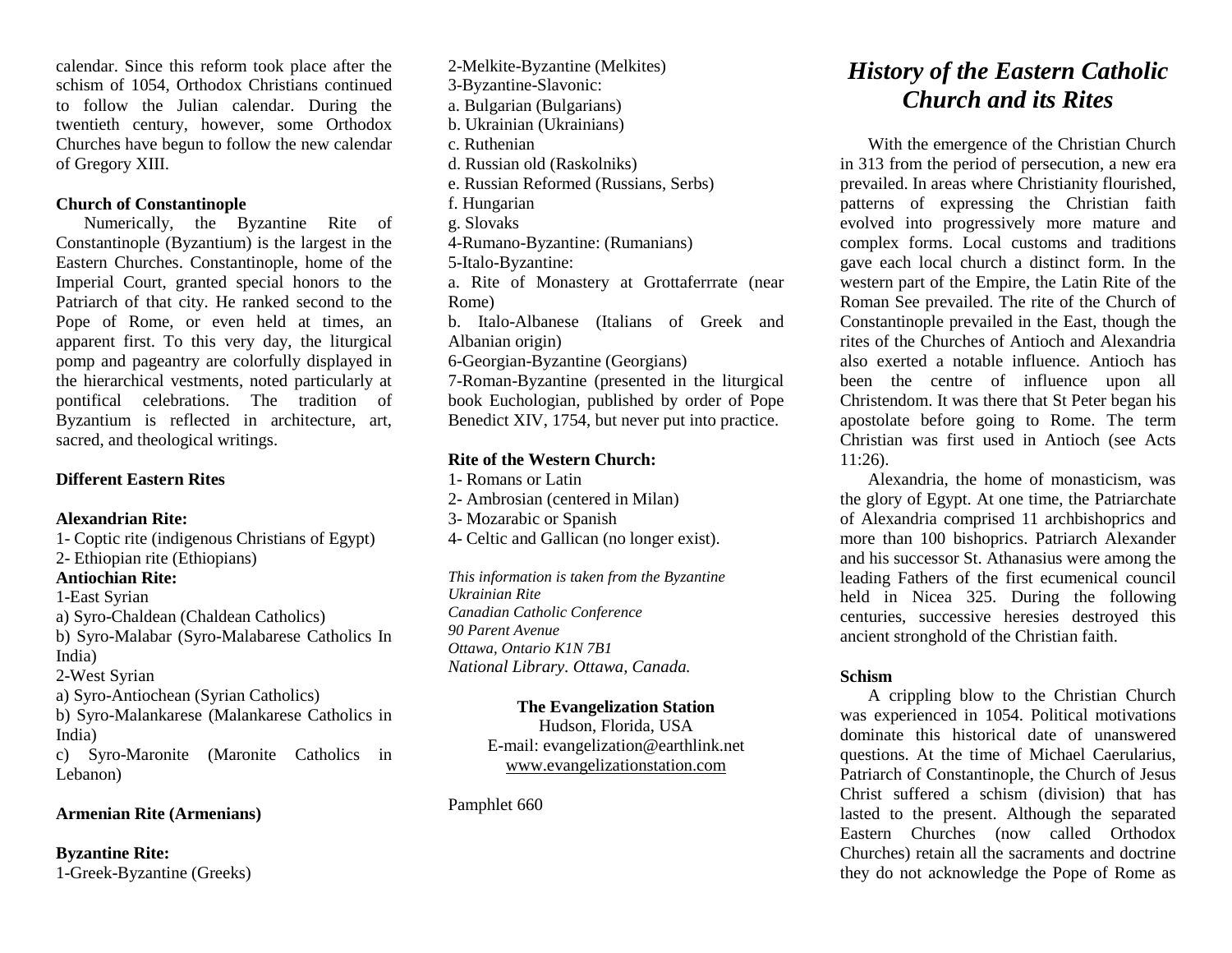calendar. Since this reform took place after the schism of 1054, Orthodox Christians continued to follow the Julian calendar. During the twentieth century, however, some Orthodox Churches have begun to follow the new calendar of Gregory XIII.

**Church of Constantinople**

Numerically, the Byzantine Rite of Constantinople (Byzantium) is the largest in the Eastern Churches. Constantinople, home of the Imperial Court, granted special honors to the Patriarch of that city. He ranked second to the Pope of Rome, or even held at times, an apparent first. To this very day, the liturgical pomp and pageantry are colorfully displayed in the hierarchical vestments, noted particularly at pontifical celebrations. The tradition of Byzantium is reflected in architecture, art, sacred, and theological writings.

**Different Eastern Rites**

**Alexandrian Rite:**

1- Coptic rite (indigenous Christians of Egypt)
2- Ethiopian rite (Ethiopians)

**Antiochian Rite:**

1-East Syrian
a) Syro-Chaldean (Chaldean Catholics)
b) Syro-Malabar (Syro-Malabarese Catholics In India)
2-West Syrian
a) Syro-Antiochean (Syrian Catholics)
b) Syro-Malankarese (Malankarese Catholics in India)
c) Syro-Maronite (Maronite Catholics in Lebanon)

**Armenian Rite (Armenians)**

**Byzantine Rite:**

1-Greek-Byzantine (Greeks)
2-Melkite-Byzantine (Melkites)
3-Byzantine-Slavonic:
a. Bulgarian (Bulgarians)
b. Ukrainian (Ukrainians)
c. Ruthenian
d. Russian old (Raskolniks)
e. Russian Reformed (Russians, Serbs)
f. Hungarian
g. Slovaks
4-Rumano-Byzantine: (Rumanians)
5-Italo-Byzantine:
a. Rite of Monastery at Grottaferrrate (near Rome)
b. Italo-Albanese (Italians of Greek and Albanian origin)
6-Georgian-Byzantine (Georgians)
7-Roman-Byzantine (presented in the liturgical book Euchologian, published by order of Pope Benedict XIV, 1754, but never put into practice.

**Rite of the Western Church:**

1- Romans or Latin
2- Ambrosian (centered in Milan)
3- Mozarabic or Spanish
4- Celtic and Gallican (no longer exist).

*This information is taken from the Byzantine Ukrainian Rite*
*Canadian Catholic Conference*
*90 Parent Avenue*
*Ottawa, Ontario K1N 7B1*
*National Library. Ottawa, Canada.*

**The Evangelization Station**
Hudson, Florida, USA
E-mail: evangelization@earthlink.net
www.evangelizationstation.com

Pamphlet 660

# History of the Eastern Catholic Church and its Rites

With the emergence of the Christian Church in 313 from the period of persecution, a new era prevailed. In areas where Christianity flourished, patterns of expressing the Christian faith evolved into progressively more mature and complex forms. Local customs and traditions gave each local church a distinct form. In the western part of the Empire, the Latin Rite of the Roman See prevailed. The rite of the Church of Constantinople prevailed in the East, though the rites of the Churches of Antioch and Alexandria also exerted a notable influence. Antioch has been the centre of influence upon all Christendom. It was there that St Peter began his apostolate before going to Rome. The term Christian was first used in Antioch (see Acts 11:26).

Alexandria, the home of monasticism, was the glory of Egypt. At one time, the Patriarchate of Alexandria comprised 11 archbishoprics and more than 100 bishoprics. Patriarch Alexander and his successor St. Athanasius were among the leading Fathers of the first ecumenical council held in Nicea 325. During the following centuries, successive heresies destroyed this ancient stronghold of the Christian faith.

**Schism**

A crippling blow to the Christian Church was experienced in 1054. Political motivations dominate this historical date of unanswered questions. At the time of Michael Caerularius, Patriarch of Constantinople, the Church of Jesus Christ suffered a schism (division) that has lasted to the present. Although the separated Eastern Churches (now called Orthodox Churches) retain all the sacraments and doctrine they do not acknowledge the Pope of Rome as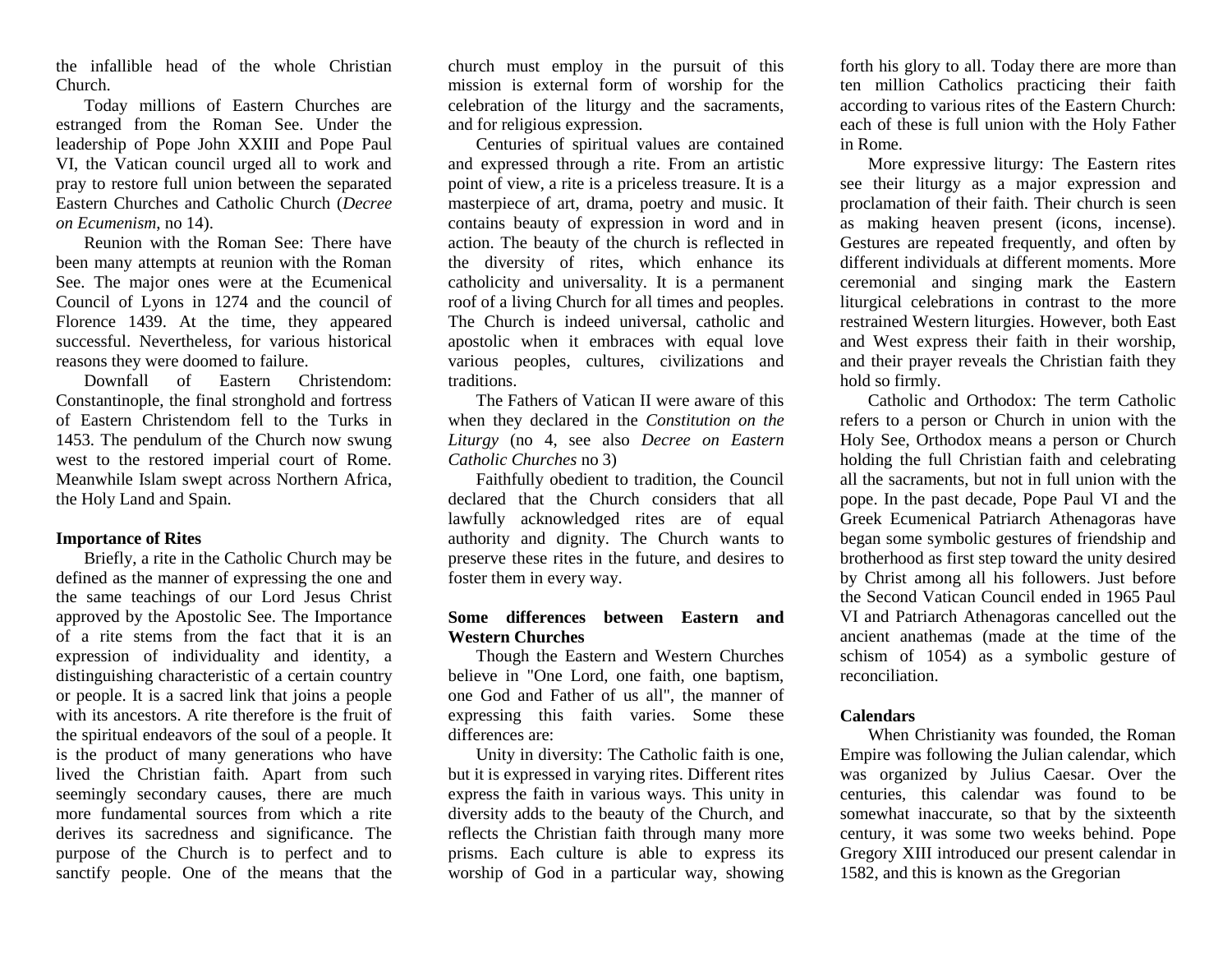the infallible head of the whole Christian Church.

Today millions of Eastern Churches are estranged from the Roman See. Under the leadership of Pope John XXIII and Pope Paul VI, the Vatican council urged all to work and pray to restore full union between the separated Eastern Churches and Catholic Church (*Decree on Ecumenism*, no 14).

Reunion with the Roman See: There have been many attempts at reunion with the Roman See. The major ones were at the Ecumenical Council of Lyons in 1274 and the council of Florence 1439. At the time, they appeared successful. Nevertheless, for various historical reasons they were doomed to failure.

Downfall of Eastern Christendom: Constantinople, the final stronghold and fortress of Eastern Christendom fell to the Turks in 1453. The pendulum of the Church now swung west to the restored imperial court of Rome. Meanwhile Islam swept across Northern Africa, the Holy Land and Spain.

**Importance of Rites**

Briefly, a rite in the Catholic Church may be defined as the manner of expressing the one and the same teachings of our Lord Jesus Christ approved by the Apostolic See. The Importance of a rite stems from the fact that it is an expression of individuality and identity, a distinguishing characteristic of a certain country or people. It is a sacred link that joins a people with its ancestors. A rite therefore is the fruit of the spiritual endeavors of the soul of a people. It is the product of many generations who have lived the Christian faith. Apart from such seemingly secondary causes, there are much more fundamental sources from which a rite derives its sacredness and significance. The purpose of the Church is to perfect and to sanctify people. One of the means that the church must employ in the pursuit of this mission is external form of worship for the celebration of the liturgy and the sacraments, and for religious expression.

Centuries of spiritual values are contained and expressed through a rite. From an artistic point of view, a rite is a priceless treasure. It is a masterpiece of art, drama, poetry and music. It contains beauty of expression in word and in action. The beauty of the church is reflected in the diversity of rites, which enhance its catholicity and universality. It is a permanent roof of a living Church for all times and peoples. The Church is indeed universal, catholic and apostolic when it embraces with equal love various peoples, cultures, civilizations and traditions.

The Fathers of Vatican II were aware of this when they declared in the *Constitution on the Liturgy* (no 4, see also *Decree on Eastern Catholic Churches* no 3)

Faithfully obedient to tradition, the Council declared that the Church considers that all lawfully acknowledged rites are of equal authority and dignity. The Church wants to preserve these rites in the future, and desires to foster them in every way.

**Some differences between Eastern and Western Churches**

Though the Eastern and Western Churches believe in "One Lord, one faith, one baptism, one God and Father of us all", the manner of expressing this faith varies. Some these differences are:

Unity in diversity: The Catholic faith is one, but it is expressed in varying rites. Different rites express the faith in various ways. This unity in diversity adds to the beauty of the Church, and reflects the Christian faith through many more prisms. Each culture is able to express its worship of God in a particular way, showing forth his glory to all. Today there are more than ten million Catholics practicing their faith according to various rites of the Eastern Church: each of these is full union with the Holy Father in Rome.

More expressive liturgy: The Eastern rites see their liturgy as a major expression and proclamation of their faith. Their church is seen as making heaven present (icons, incense). Gestures are repeated frequently, and often by different individuals at different moments. More ceremonial and singing mark the Eastern liturgical celebrations in contrast to the more restrained Western liturgies. However, both East and West express their faith in their worship, and their prayer reveals the Christian faith they hold so firmly.

Catholic and Orthodox: The term Catholic refers to a person or Church in union with the Holy See, Orthodox means a person or Church holding the full Christian faith and celebrating all the sacraments, but not in full union with the pope. In the past decade, Pope Paul VI and the Greek Ecumenical Patriarch Athenagoras have began some symbolic gestures of friendship and brotherhood as first step toward the unity desired by Christ among all his followers. Just before the Second Vatican Council ended in 1965 Paul VI and Patriarch Athenagoras cancelled out the ancient anathemas (made at the time of the schism of 1054) as a symbolic gesture of reconciliation.

**Calendars**

When Christianity was founded, the Roman Empire was following the Julian calendar, which was organized by Julius Caesar. Over the centuries, this calendar was found to be somewhat inaccurate, so that by the sixteenth century, it was some two weeks behind. Pope Gregory XIII introduced our present calendar in 1582, and this is known as the Gregorian